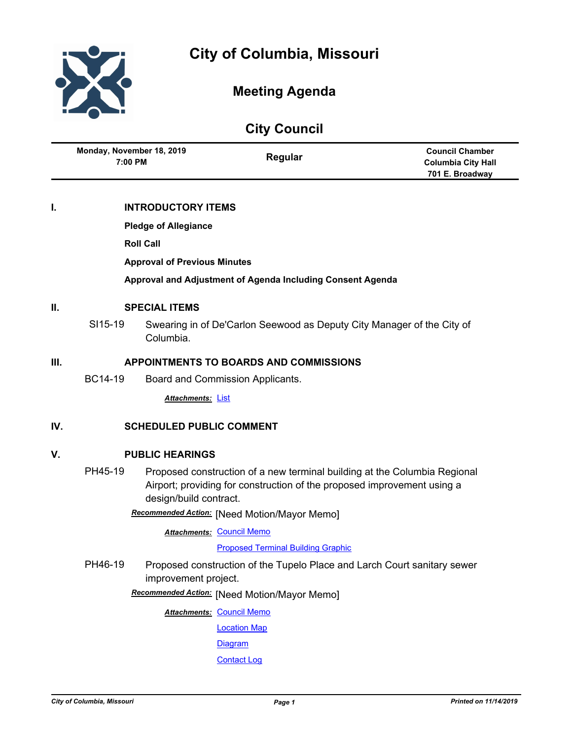# City of Columbia, Missouri

## Meeting Agenda

## City Council

| Monday, November 18, 2019 7:00 PM | Regular | Council Chamber Columbia City Hall 701 E. Broadway |
|---|---|---|

## I. INTRODUCTORY ITEMS

**Pledge of Allegiance**

**Roll Call**

**Approval of Previous Minutes**

**Approval and Adjustment of Agenda Including Consent Agenda**

## II. SPECIAL ITEMS

SI15-19 Swearing in of De'Carlon Seewood as Deputy City Manager of the City of Columbia.

## III. APPOINTMENTS TO BOARDS AND COMMISSIONS

BC14-19 Board and Commission Applicants.

***Attachments:*** List

## IV. SCHEDULED PUBLIC COMMENT

## V. PUBLIC HEARINGS

PH45-19 Proposed construction of a new terminal building at the Columbia Regional Airport; providing for construction of the proposed improvement using a design/build contract.

***Recommended Action:*** [Need Motion/Mayor Memo]

***Attachments:*** Council Memo

Proposed Terminal Building Graphic

PH46-19 Proposed construction of the Tupelo Place and Larch Court sanitary sewer improvement project.

***Recommended Action:*** [Need Motion/Mayor Memo]

***Attachments:*** Council Memo

Location Map

Diagram

Contact Log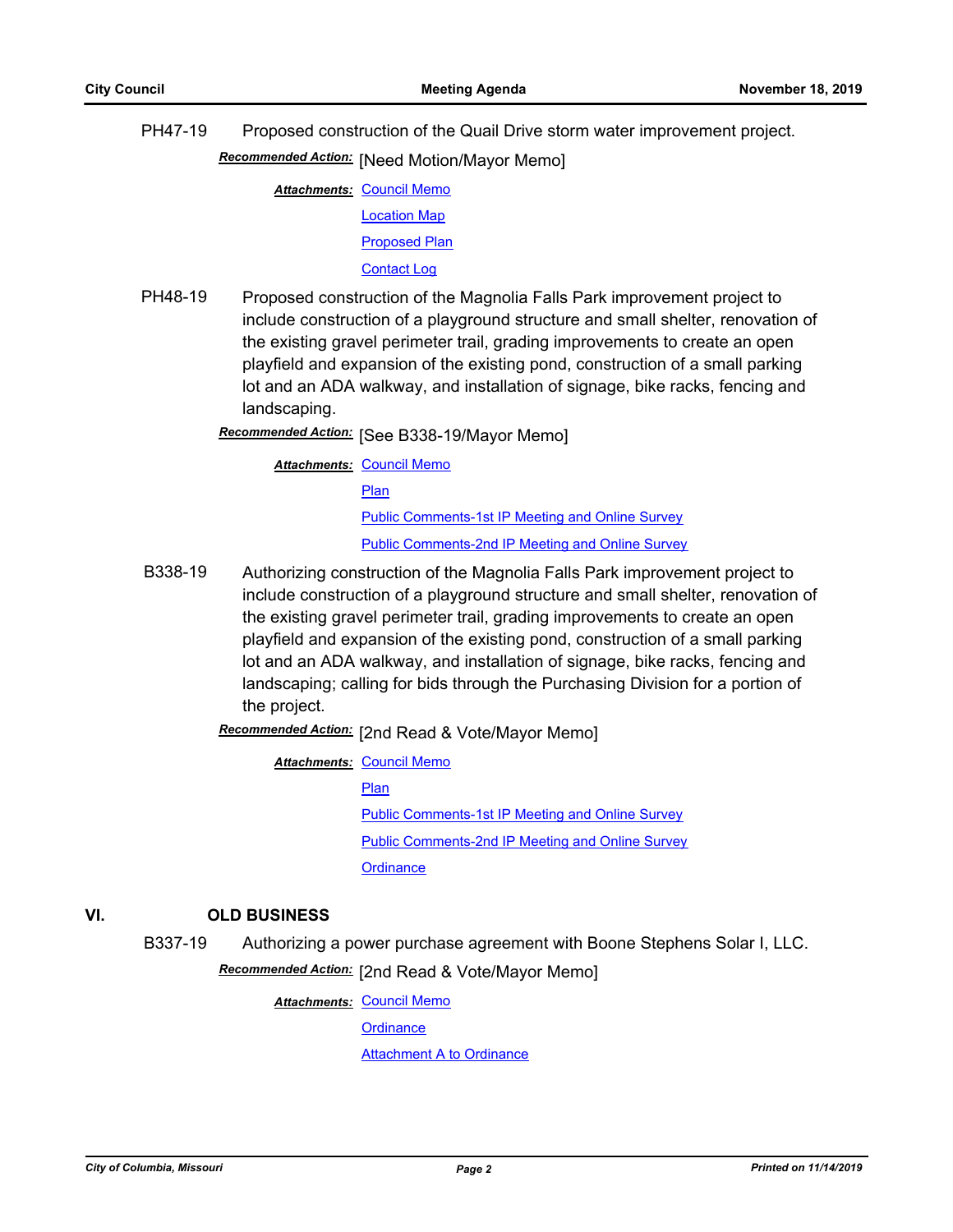**PH47-19** Proposed construction of the Quail Drive storm water improvement project.

***Recommended Action:*** [Need Motion/Mayor Memo]

***Attachments:*** Council Memo
Location Map
Proposed Plan
Contact Log

**PH48-19** Proposed construction of the Magnolia Falls Park improvement project to include construction of a playground structure and small shelter, renovation of the existing gravel perimeter trail, grading improvements to create an open playfield and expansion of the existing pond, construction of a small parking lot and an ADA walkway, and installation of signage, bike racks, fencing and landscaping.

***Recommended Action:*** [See B338-19/Mayor Memo]

***Attachments:*** Council Memo
Plan
Public Comments-1st IP Meeting and Online Survey
Public Comments-2nd IP Meeting and Online Survey

**B338-19** Authorizing construction of the Magnolia Falls Park improvement project to include construction of a playground structure and small shelter, renovation of the existing gravel perimeter trail, grading improvements to create an open playfield and expansion of the existing pond, construction of a small parking lot and an ADA walkway, and installation of signage, bike racks, fencing and landscaping; calling for bids through the Purchasing Division for a portion of the project.

***Recommended Action:*** [2nd Read & Vote/Mayor Memo]

***Attachments:*** Council Memo
Plan
Public Comments-1st IP Meeting and Online Survey
Public Comments-2nd IP Meeting and Online Survey
Ordinance

## VI. OLD BUSINESS

**B337-19** Authorizing a power purchase agreement with Boone Stephens Solar I, LLC.

***Recommended Action:*** [2nd Read & Vote/Mayor Memo]

***Attachments:*** Council Memo
Ordinance
Attachment A to Ordinance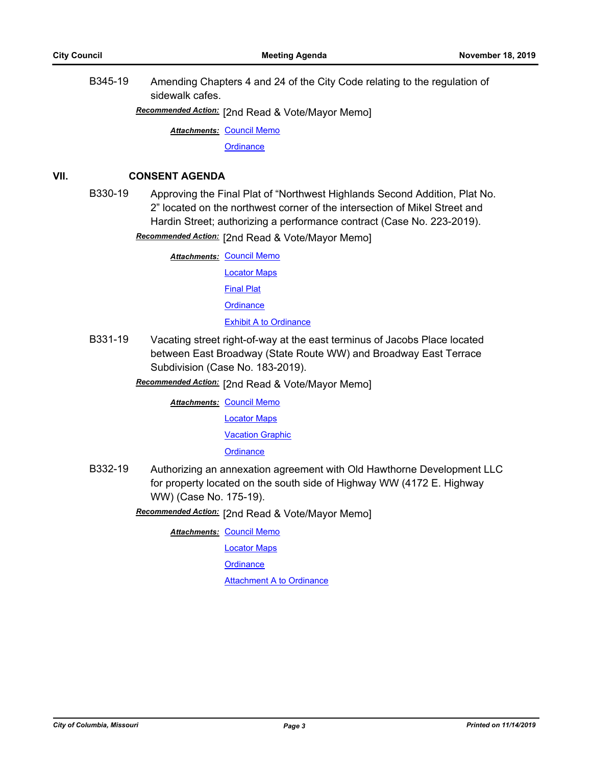B345-19 Amending Chapters 4 and 24 of the City Code relating to the regulation of sidewalk cafes.

***Recommended Action:*** [2nd Read & Vote/Mayor Memo]

***Attachments:*** Council Memo
Ordinance

## VII. CONSENT AGENDA

B330-19 Approving the Final Plat of "Northwest Highlands Second Addition, Plat No. 2" located on the northwest corner of the intersection of Mikel Street and Hardin Street; authorizing a performance contract (Case No. 223-2019).

***Recommended Action:*** [2nd Read & Vote/Mayor Memo]

***Attachments:*** Council Memo
Locator Maps
Final Plat
Ordinance
Exhibit A to Ordinance

B331-19 Vacating street right-of-way at the east terminus of Jacobs Place located between East Broadway (State Route WW) and Broadway East Terrace Subdivision (Case No. 183-2019).

***Recommended Action:*** [2nd Read & Vote/Mayor Memo]

***Attachments:*** Council Memo
Locator Maps
Vacation Graphic
Ordinance

B332-19 Authorizing an annexation agreement with Old Hawthorne Development LLC for property located on the south side of Highway WW (4172 E. Highway WW) (Case No. 175-19).

***Recommended Action:*** [2nd Read & Vote/Mayor Memo]

***Attachments:*** Council Memo
Locator Maps
Ordinance
Attachment A to Ordinance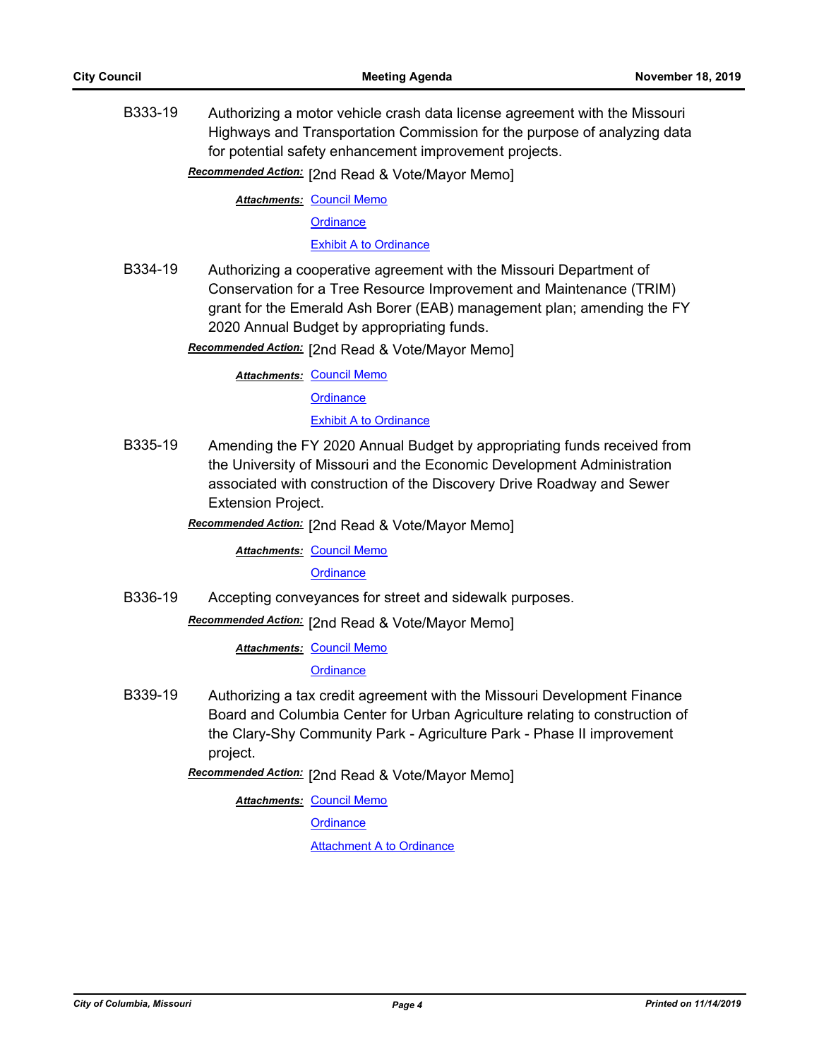B333-19 Authorizing a motor vehicle crash data license agreement with the Missouri Highways and Transportation Commission for the purpose of analyzing data for potential safety enhancement improvement projects.

***Recommended Action:*** [2nd Read & Vote/Mayor Memo]

***Attachments:*** Council Memo
Ordinance
Exhibit A to Ordinance

B334-19 Authorizing a cooperative agreement with the Missouri Department of Conservation for a Tree Resource Improvement and Maintenance (TRIM) grant for the Emerald Ash Borer (EAB) management plan; amending the FY 2020 Annual Budget by appropriating funds.

***Recommended Action:*** [2nd Read & Vote/Mayor Memo]

***Attachments:*** Council Memo
Ordinance
Exhibit A to Ordinance

B335-19 Amending the FY 2020 Annual Budget by appropriating funds received from the University of Missouri and the Economic Development Administration associated with construction of the Discovery Drive Roadway and Sewer Extension Project.

***Recommended Action:*** [2nd Read & Vote/Mayor Memo]

***Attachments:*** Council Memo
Ordinance

B336-19 Accepting conveyances for street and sidewalk purposes.

***Recommended Action:*** [2nd Read & Vote/Mayor Memo]

***Attachments:*** Council Memo
Ordinance

B339-19 Authorizing a tax credit agreement with the Missouri Development Finance Board and Columbia Center for Urban Agriculture relating to construction of the Clary-Shy Community Park - Agriculture Park - Phase II improvement project.

***Recommended Action:*** [2nd Read & Vote/Mayor Memo]

***Attachments:*** Council Memo
Ordinance
Attachment A to Ordinance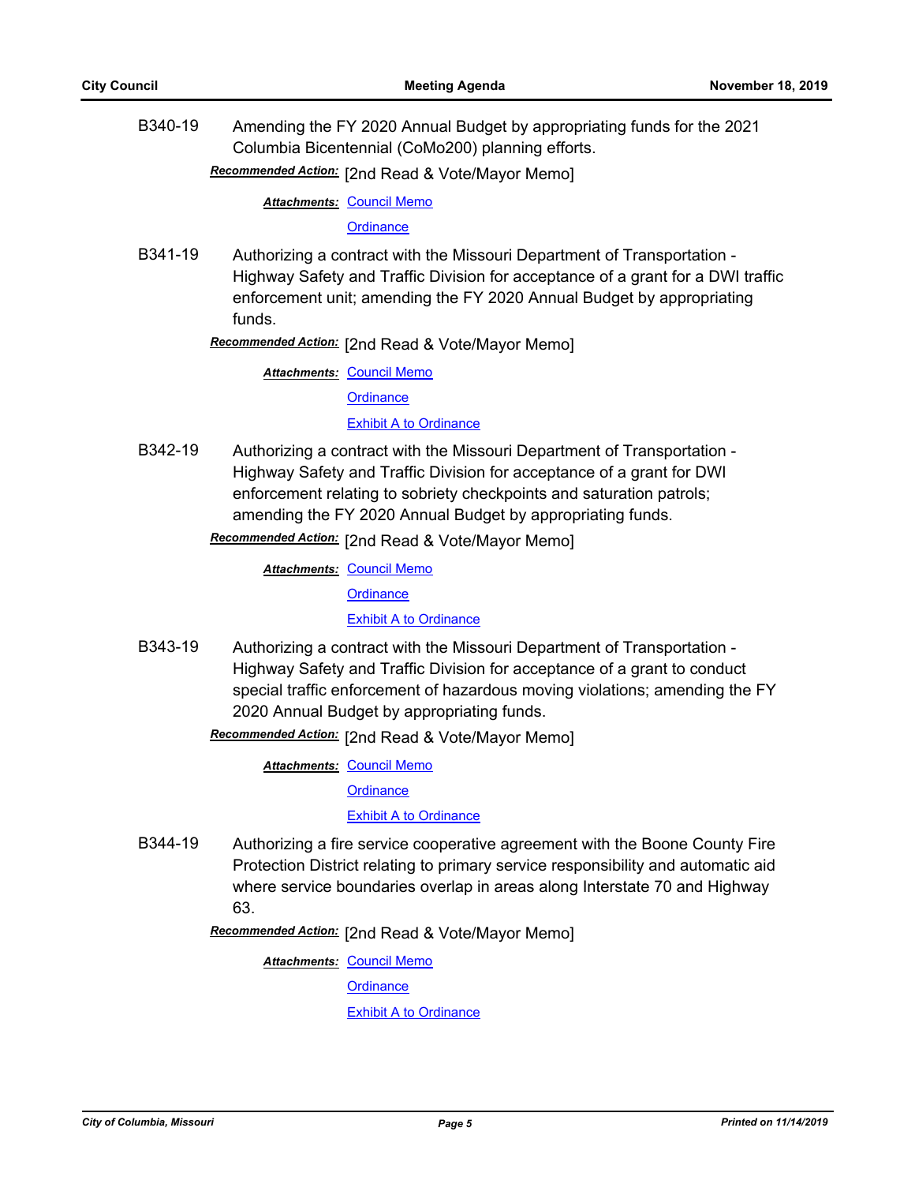B340-19 Amending the FY 2020 Annual Budget by appropriating funds for the 2021 Columbia Bicentennial (CoMo200) planning efforts.

***Recommended Action:*** [2nd Read & Vote/Mayor Memo]

***Attachments:*** Council Memo
Ordinance

B341-19 Authorizing a contract with the Missouri Department of Transportation - Highway Safety and Traffic Division for acceptance of a grant for a DWI traffic enforcement unit; amending the FY 2020 Annual Budget by appropriating funds.

***Recommended Action:*** [2nd Read & Vote/Mayor Memo]

***Attachments:*** Council Memo
Ordinance
Exhibit A to Ordinance

B342-19 Authorizing a contract with the Missouri Department of Transportation - Highway Safety and Traffic Division for acceptance of a grant for DWI enforcement relating to sobriety checkpoints and saturation patrols; amending the FY 2020 Annual Budget by appropriating funds.

***Recommended Action:*** [2nd Read & Vote/Mayor Memo]

***Attachments:*** Council Memo
Ordinance
Exhibit A to Ordinance

B343-19 Authorizing a contract with the Missouri Department of Transportation - Highway Safety and Traffic Division for acceptance of a grant to conduct special traffic enforcement of hazardous moving violations; amending the FY 2020 Annual Budget by appropriating funds.

***Recommended Action:*** [2nd Read & Vote/Mayor Memo]

***Attachments:*** Council Memo
Ordinance
Exhibit A to Ordinance

B344-19 Authorizing a fire service cooperative agreement with the Boone County Fire Protection District relating to primary service responsibility and automatic aid where service boundaries overlap in areas along Interstate 70 and Highway 63.

***Recommended Action:*** [2nd Read & Vote/Mayor Memo]

***Attachments:*** Council Memo
Ordinance
Exhibit A to Ordinance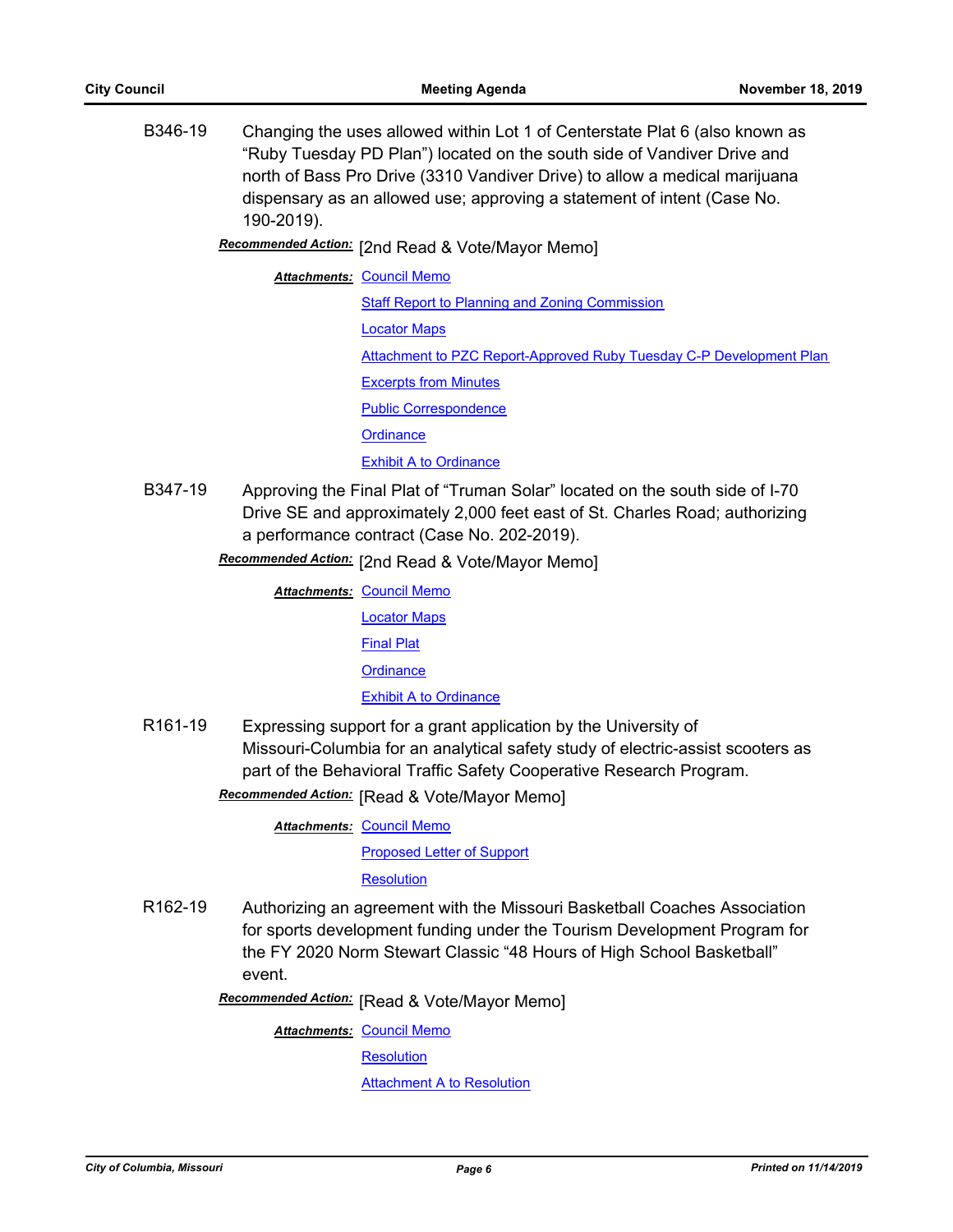B346-19 Changing the uses allowed within Lot 1 of Centerstate Plat 6 (also known as "Ruby Tuesday PD Plan") located on the south side of Vandiver Drive and north of Bass Pro Drive (3310 Vandiver Drive) to allow a medical marijuana dispensary as an allowed use; approving a statement of intent (Case No. 190-2019).

***Recommended Action:*** [2nd Read & Vote/Mayor Memo]

***Attachments:*** Council Memo
Staff Report to Planning and Zoning Commission
Locator Maps
Attachment to PZC Report-Approved Ruby Tuesday C-P Development Plan
Excerpts from Minutes
Public Correspondence
Ordinance
Exhibit A to Ordinance

B347-19 Approving the Final Plat of "Truman Solar" located on the south side of I-70 Drive SE and approximately 2,000 feet east of St. Charles Road; authorizing a performance contract (Case No. 202-2019).

***Recommended Action:*** [2nd Read & Vote/Mayor Memo]

***Attachments:*** Council Memo
Locator Maps
Final Plat
Ordinance
Exhibit A to Ordinance

R161-19 Expressing support for a grant application by the University of Missouri-Columbia for an analytical safety study of electric-assist scooters as part of the Behavioral Traffic Safety Cooperative Research Program.

***Recommended Action:*** [Read & Vote/Mayor Memo]

***Attachments:*** Council Memo
Proposed Letter of Support
Resolution

R162-19 Authorizing an agreement with the Missouri Basketball Coaches Association for sports development funding under the Tourism Development Program for the FY 2020 Norm Stewart Classic "48 Hours of High School Basketball" event.

***Recommended Action:*** [Read & Vote/Mayor Memo]

***Attachments:*** Council Memo
Resolution
Attachment A to Resolution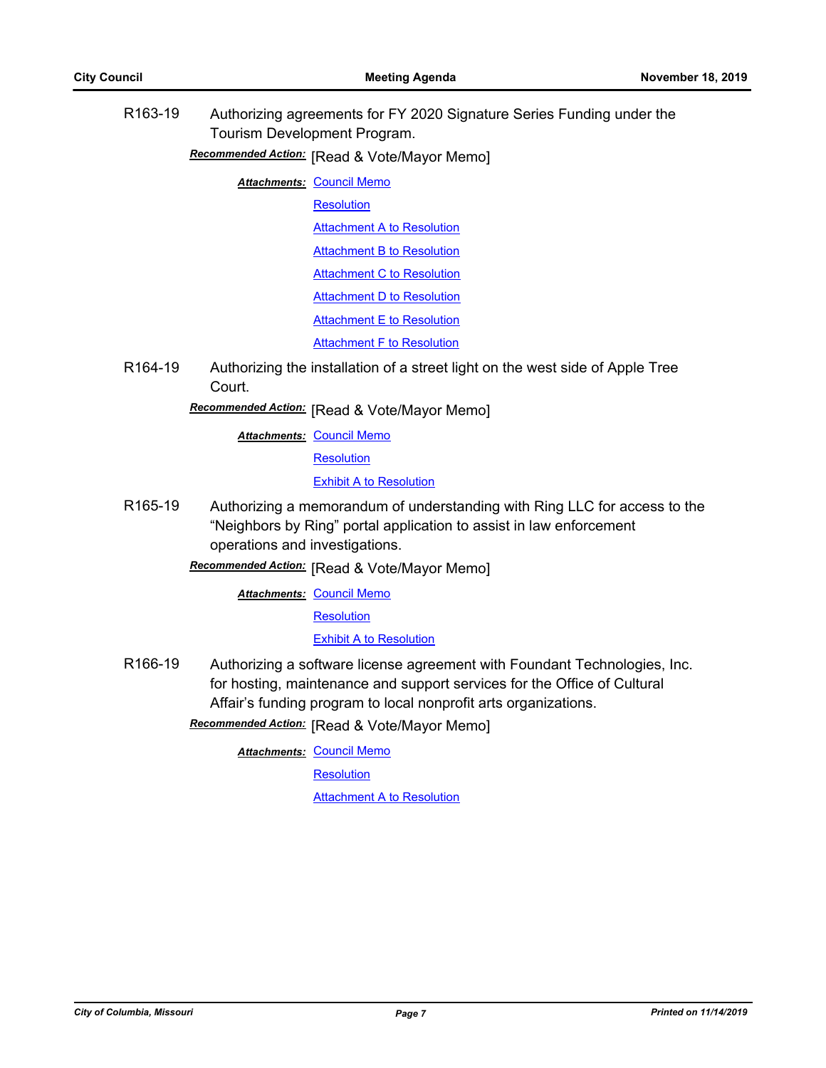R163-19 Authorizing agreements for FY 2020 Signature Series Funding under the Tourism Development Program.

***Recommended Action:*** [Read & Vote/Mayor Memo]

***Attachments:*** Council Memo
Resolution
Attachment A to Resolution
Attachment B to Resolution
Attachment C to Resolution
Attachment D to Resolution
Attachment E to Resolution
Attachment F to Resolution

R164-19 Authorizing the installation of a street light on the west side of Apple Tree Court.

***Recommended Action:*** [Read & Vote/Mayor Memo]

***Attachments:*** Council Memo
Resolution
Exhibit A to Resolution

R165-19 Authorizing a memorandum of understanding with Ring LLC for access to the "Neighbors by Ring" portal application to assist in law enforcement operations and investigations.

***Recommended Action:*** [Read & Vote/Mayor Memo]

***Attachments:*** Council Memo
Resolution
Exhibit A to Resolution

R166-19 Authorizing a software license agreement with Foundant Technologies, Inc. for hosting, maintenance and support services for the Office of Cultural Affair's funding program to local nonprofit arts organizations.

***Recommended Action:*** [Read & Vote/Mayor Memo]

***Attachments:*** Council Memo
Resolution
Attachment A to Resolution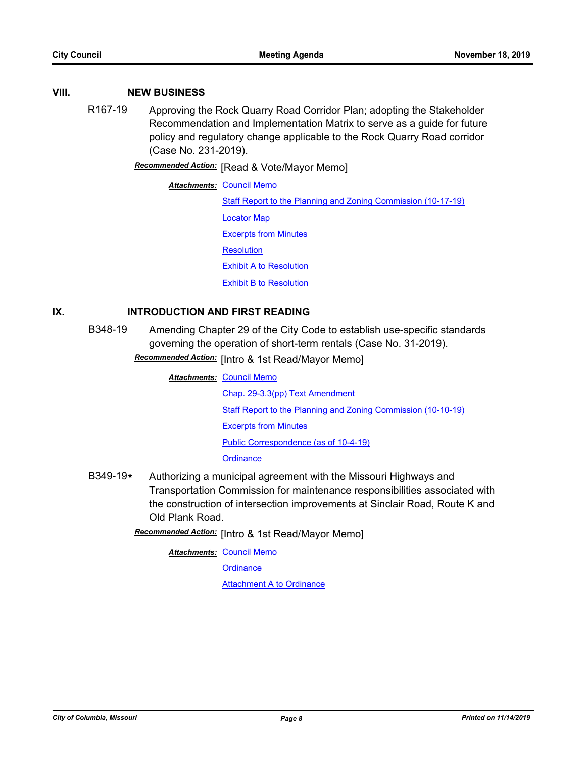## VIII. NEW BUSINESS

**R167-19** Approving the Rock Quarry Road Corridor Plan; adopting the Stakeholder Recommendation and Implementation Matrix to serve as a guide for future policy and regulatory change applicable to the Rock Quarry Road corridor (Case No. 231-2019).

***Recommended Action:*** [Read & Vote/Mayor Memo]

***Attachments:*** Council Memo
Staff Report to the Planning and Zoning Commission (10-17-19)
Locator Map
Excerpts from Minutes
Resolution
Exhibit A to Resolution
Exhibit B to Resolution

## IX. INTRODUCTION AND FIRST READING

**B348-19** Amending Chapter 29 of the City Code to establish use-specific standards governing the operation of short-term rentals (Case No. 31-2019).

***Recommended Action:*** [Intro & 1st Read/Mayor Memo]

***Attachments:*** Council Memo
Chap. 29-3.3(pp) Text Amendment
Staff Report to the Planning and Zoning Commission (10-10-19)
Excerpts from Minutes
Public Correspondence (as of 10-4-19)
Ordinance

**B349-19*** Authorizing a municipal agreement with the Missouri Highways and Transportation Commission for maintenance responsibilities associated with the construction of intersection improvements at Sinclair Road, Route K and Old Plank Road.

***Recommended Action:*** [Intro & 1st Read/Mayor Memo]

***Attachments:*** Council Memo
Ordinance
Attachment A to Ordinance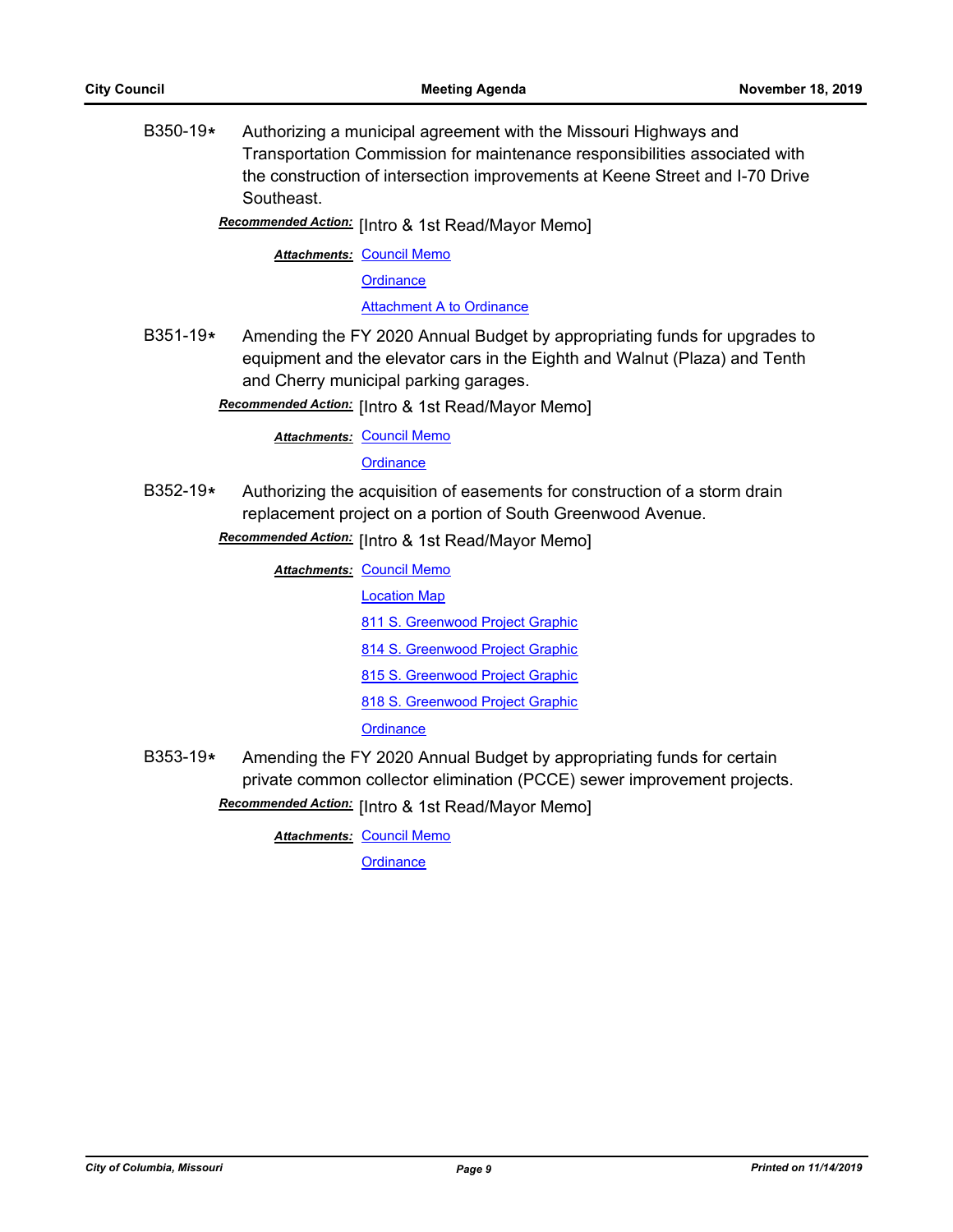B350-19* Authorizing a municipal agreement with the Missouri Highways and Transportation Commission for maintenance responsibilities associated with the construction of intersection improvements at Keene Street and I-70 Drive Southeast.

***Recommended Action:*** [Intro & 1st Read/Mayor Memo]

***Attachments:*** Council Memo
Ordinance
Attachment A to Ordinance

B351-19* Amending the FY 2020 Annual Budget by appropriating funds for upgrades to equipment and the elevator cars in the Eighth and Walnut (Plaza) and Tenth and Cherry municipal parking garages.

***Recommended Action:*** [Intro & 1st Read/Mayor Memo]

***Attachments:*** Council Memo
Ordinance

B352-19* Authorizing the acquisition of easements for construction of a storm drain replacement project on a portion of South Greenwood Avenue.

***Recommended Action:*** [Intro & 1st Read/Mayor Memo]

***Attachments:*** Council Memo
Location Map
811 S. Greenwood Project Graphic
814 S. Greenwood Project Graphic
815 S. Greenwood Project Graphic
818 S. Greenwood Project Graphic
Ordinance

B353-19* Amending the FY 2020 Annual Budget by appropriating funds for certain private common collector elimination (PCCE) sewer improvement projects.

***Recommended Action:*** [Intro & 1st Read/Mayor Memo]

***Attachments:*** Council Memo
Ordinance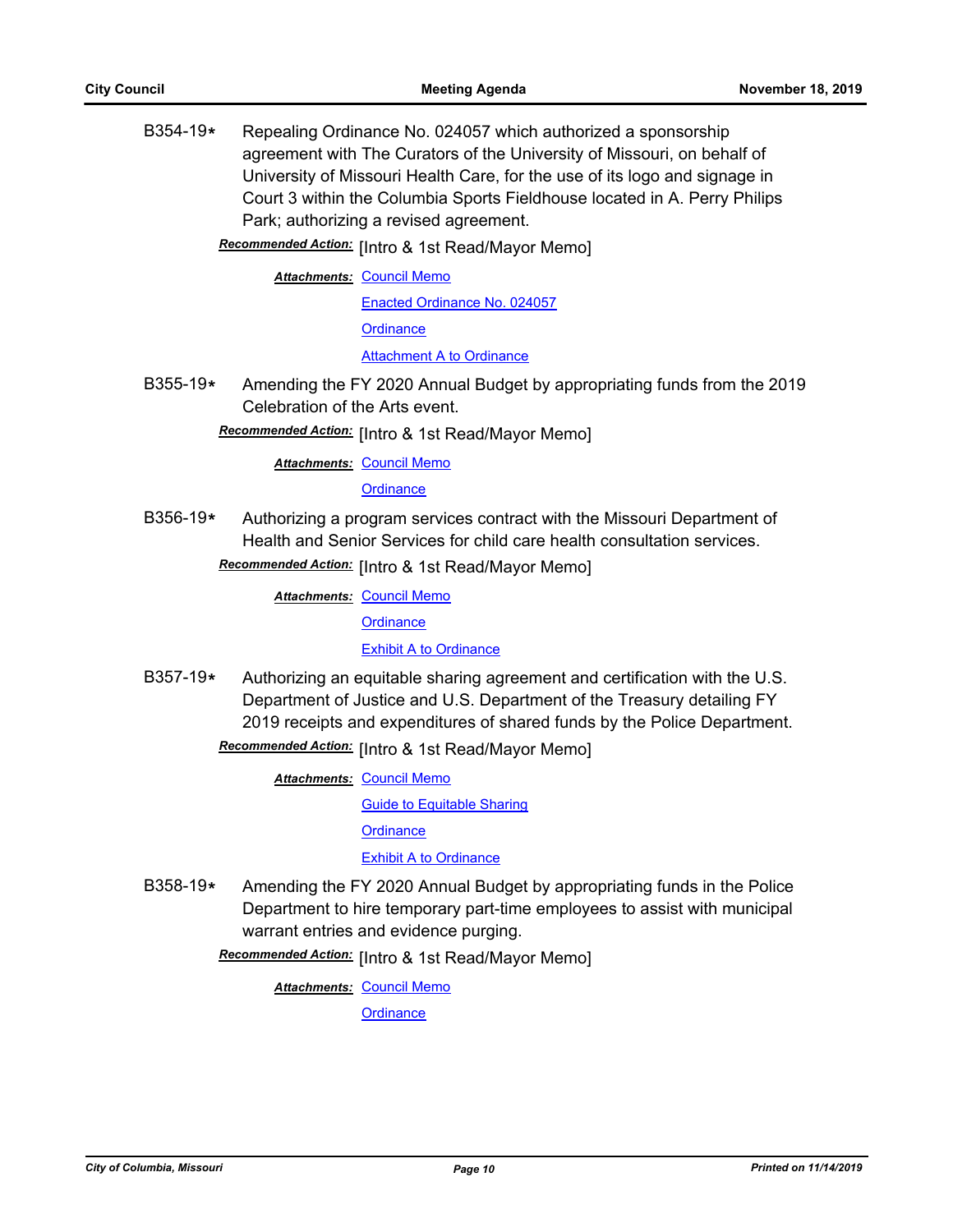B354-19* Repealing Ordinance No. 024057 which authorized a sponsorship agreement with The Curators of the University of Missouri, on behalf of University of Missouri Health Care, for the use of its logo and signage in Court 3 within the Columbia Sports Fieldhouse located in A. Perry Philips Park; authorizing a revised agreement.

***Recommended Action:*** [Intro & 1st Read/Mayor Memo]

***Attachments:*** Council Memo
Enacted Ordinance No. 024057
Ordinance
Attachment A to Ordinance

B355-19* Amending the FY 2020 Annual Budget by appropriating funds from the 2019 Celebration of the Arts event.

***Recommended Action:*** [Intro & 1st Read/Mayor Memo]

***Attachments:*** Council Memo
Ordinance

B356-19* Authorizing a program services contract with the Missouri Department of Health and Senior Services for child care health consultation services.

***Recommended Action:*** [Intro & 1st Read/Mayor Memo]

***Attachments:*** Council Memo
Ordinance
Exhibit A to Ordinance

B357-19* Authorizing an equitable sharing agreement and certification with the U.S. Department of Justice and U.S. Department of the Treasury detailing FY 2019 receipts and expenditures of shared funds by the Police Department.

***Recommended Action:*** [Intro & 1st Read/Mayor Memo]

***Attachments:*** Council Memo
Guide to Equitable Sharing
Ordinance
Exhibit A to Ordinance

B358-19* Amending the FY 2020 Annual Budget by appropriating funds in the Police Department to hire temporary part-time employees to assist with municipal warrant entries and evidence purging.

***Recommended Action:*** [Intro & 1st Read/Mayor Memo]

***Attachments:*** Council Memo
Ordinance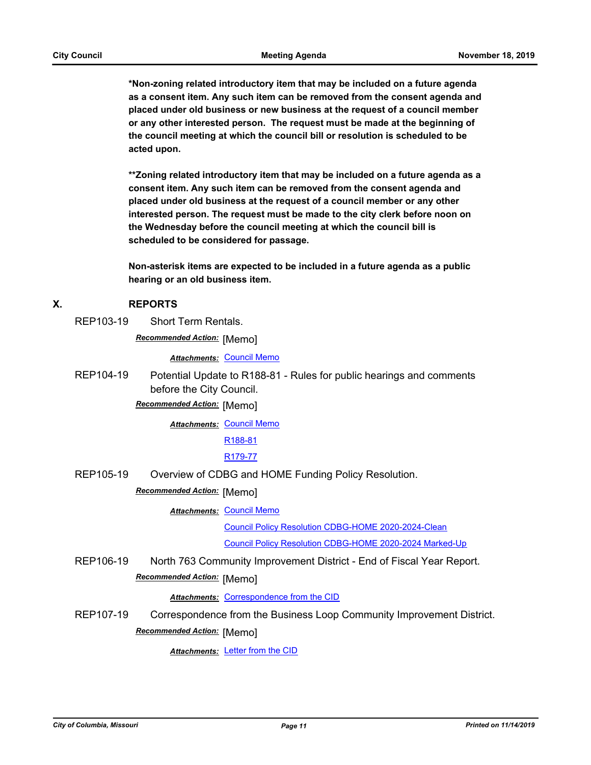**\*Non-zoning related introductory item that may be included on a future agenda as a consent item. Any such item can be removed from the consent agenda and placed under old business or new business at the request of a council member or any other interested person. The request must be made at the beginning of the council meeting at which the council bill or resolution is scheduled to be acted upon.**

**\*\*Zoning related introductory item that may be included on a future agenda as a consent item. Any such item can be removed from the consent agenda and placed under old business at the request of a council member or any other interested person. The request must be made to the city clerk before noon on the Wednesday before the council meeting at which the council bill is scheduled to be considered for passage.**

**Non-asterisk items are expected to be included in a future agenda as a public hearing or an old business item.**

## X. REPORTS

REP103-19 Short Term Rentals.

***Recommended Action:*** [Memo]

***Attachments:*** Council Memo

REP104-19 Potential Update to R188-81 - Rules for public hearings and comments before the City Council.

***Recommended Action:*** [Memo]

***Attachments:*** Council Memo
R188-81
R179-77

REP105-19 Overview of CDBG and HOME Funding Policy Resolution.

***Recommended Action:*** [Memo]

***Attachments:*** Council Memo
Council Policy Resolution CDBG-HOME 2020-2024-Clean
Council Policy Resolution CDBG-HOME 2020-2024 Marked-Up

REP106-19 North 763 Community Improvement District - End of Fiscal Year Report.

***Recommended Action:*** [Memo]

***Attachments:*** Correspondence from the CID

REP107-19 Correspondence from the Business Loop Community Improvement District.

***Recommended Action:*** [Memo]

***Attachments:*** Letter from the CID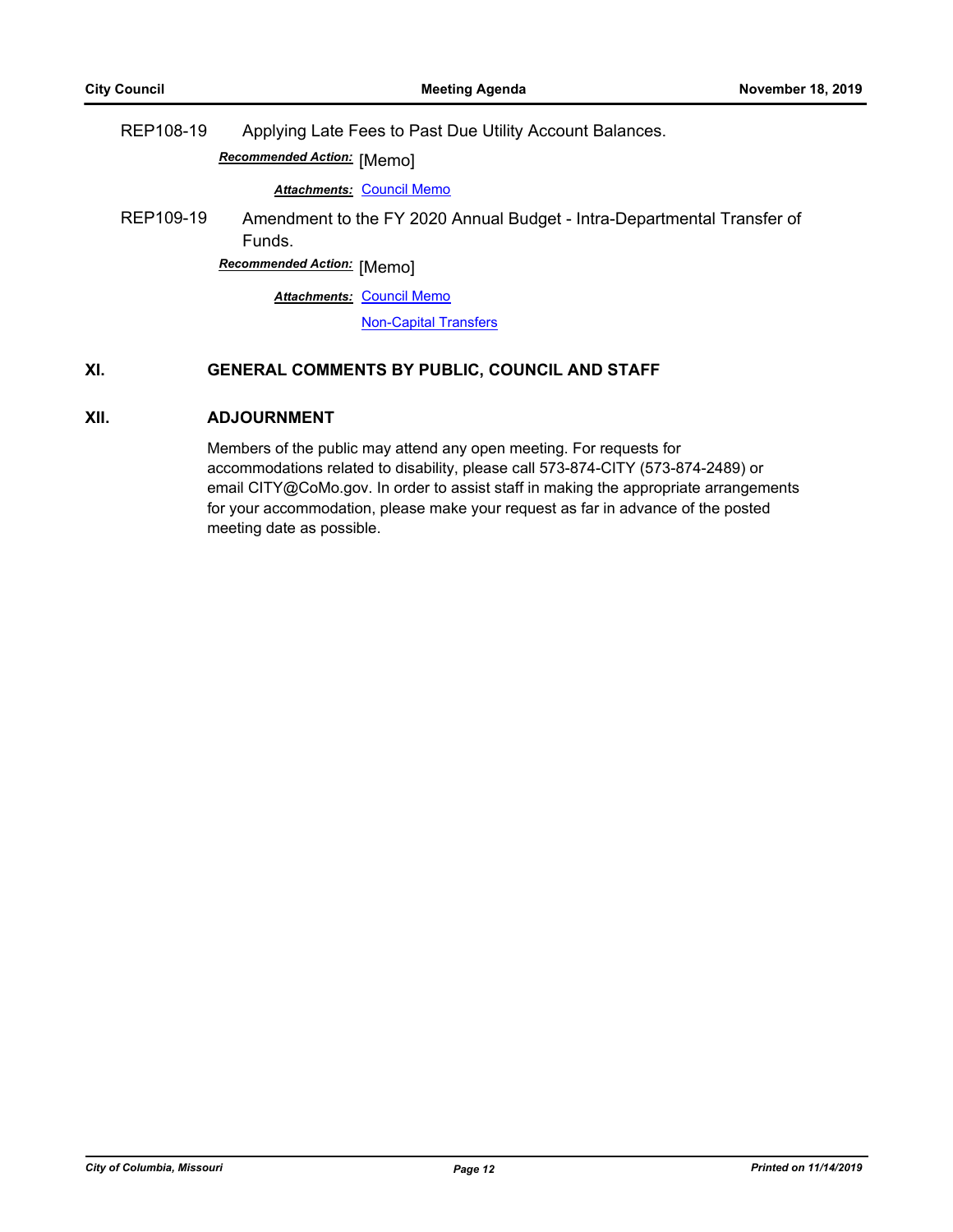REP108-19 Applying Late Fees to Past Due Utility Account Balances.

***Recommended Action:*** [Memo]

***Attachments:*** Council Memo

REP109-19 Amendment to the FY 2020 Annual Budget - Intra-Departmental Transfer of Funds.

***Recommended Action:*** [Memo]

***Attachments:*** Council Memo

Non-Capital Transfers

## XI. GENERAL COMMENTS BY PUBLIC, COUNCIL AND STAFF

## XII. ADJOURNMENT

Members of the public may attend any open meeting. For requests for accommodations related to disability, please call 573-874-CITY (573-874-2489) or email CITY@CoMo.gov. In order to assist staff in making the appropriate arrangements for your accommodation, please make your request as far in advance of the posted meeting date as possible.